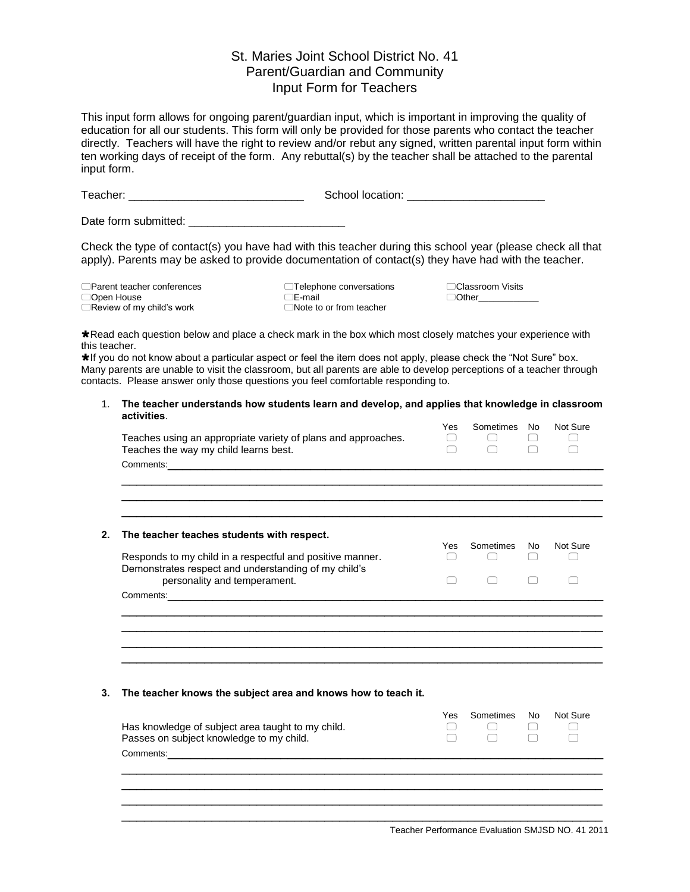# St. Maries Joint School District No. 41
## Parent/Guardian and Community
## Input Form for Teachers

This input form allows for ongoing parent/guardian input, which is important in improving the quality of education for all our students. This form will only be provided for those parents who contact the teacher directly. Teachers will have the right to review and/or rebut any signed, written parental input form within ten working days of receipt of the form. Any rebuttal(s) by the teacher shall be attached to the parental input form.

Teacher: ___________________________ School location: _____________________

Date form submitted: ________________________

Check the type of contact(s) you have had with this teacher during this school year (please check all that apply). Parents may be asked to provide documentation of contact(s) they have had with the teacher.

- ☐ Parent teacher conferences
- ☐ Open House
- ☐ Review of my child's work
- ☐ Telephone conversations
- ☐ E-mail
- ☐ Note to or from teacher
- ☐ Classroom Visits
- ☐ Other___________

✱Read each question below and place a check mark in the box which most closely matches your experience with this teacher.

✱If you do not know about a particular aspect or feel the item does not apply, please check the "Not Sure" box. Many parents are unable to visit the classroom, but all parents are able to develop perceptions of a teacher through contacts. Please answer only those questions you feel comfortable responding to.

1. **The teacher understands how students learn and develop, and applies that knowledge in classroom activities**.

| | Yes | Sometimes | No | Not Sure |
|---|---|---|---|---|
| Teaches using an appropriate variety of plans and approaches. | ☐ | ☐ | ☐ | ☐ |
| Teaches the way my child learns best. | ☐ | ☐ | ☐ | ☐ |

Comments:_____________________________________________________________________________

_____________________________________________________________________________

_____________________________________________________________________________

_____________________________________________________________________________

2. **The teacher teaches students with respect.**

| | Yes | Sometimes | No | Not Sure |
|---|---|---|---|---|
| Responds to my child in a respectful and positive manner. | ☐ | ☐ | ☐ | ☐ |
| Demonstrates respect and understanding of my child's personality and temperament. | ☐ | ☐ | ☐ | ☐ |

Comments:_____________________________________________________________________________

_____________________________________________________________________________

_____________________________________________________________________________

_____________________________________________________________________________

_____________________________________________________________________________

3. **The teacher knows the subject area and knows how to teach it.**

| | Yes | Sometimes | No | Not Sure |
|---|---|---|---|---|
| Has knowledge of subject area taught to my child. | ☐ | ☐ | ☐ | ☐ |
| Passes on subject knowledge to my child. | ☐ | ☐ | ☐ | ☐ |

Comments:_____________________________________________________________________________

_____________________________________________________________________________

_____________________________________________________________________________

_____________________________________________________________________________

_____________________________________________________________________________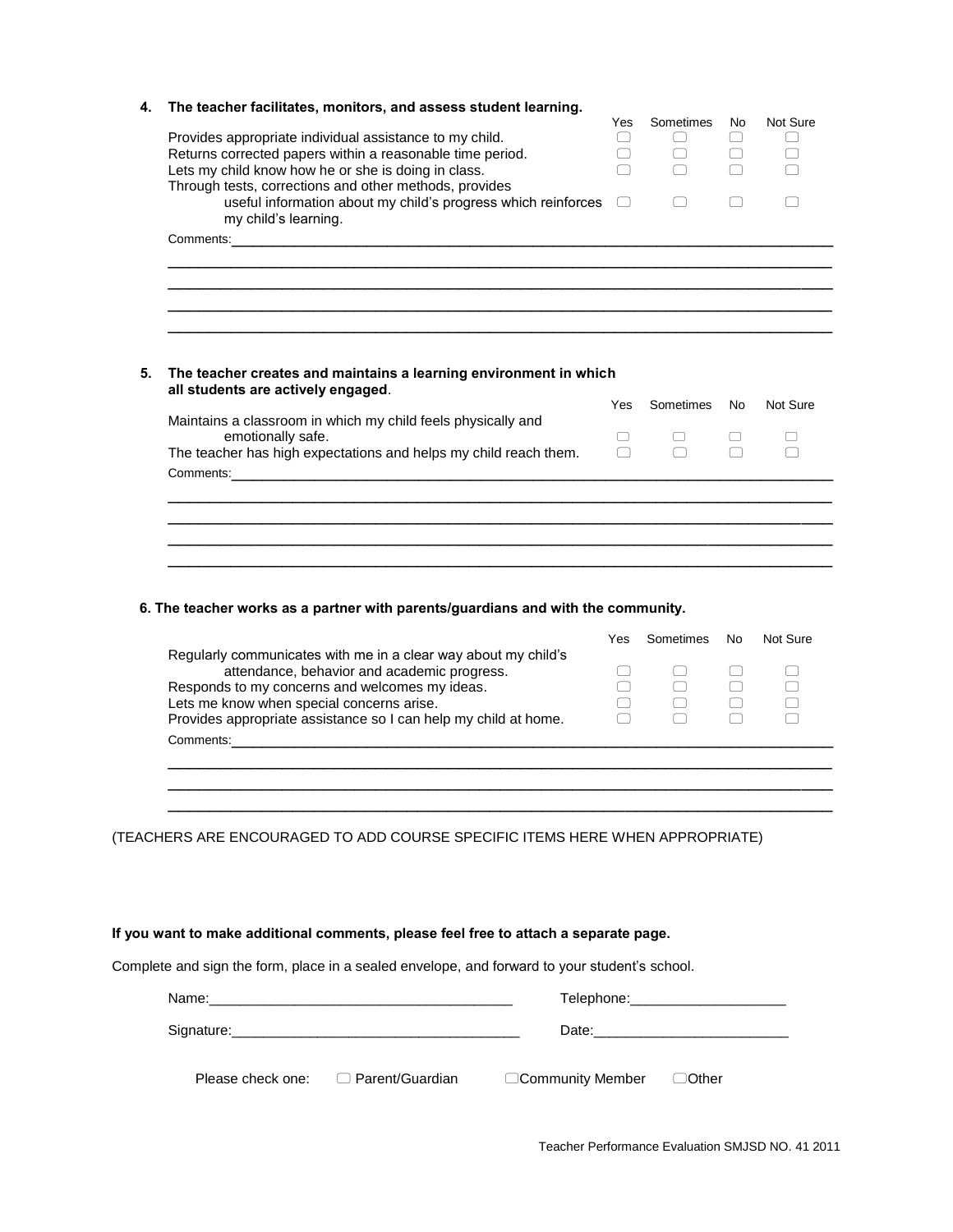**4. The teacher facilitates, monitors, and assess student learning.**

| | Yes | Sometimes | No | Not Sure |
|---|---|---|---|---|
| Provides appropriate individual assistance to my child. | ☐ | ☐ | ☐ | ☐ |
| Returns corrected papers within a reasonable time period. | ☐ | ☐ | ☐ | ☐ |
| Lets my child know how he or she is doing in class. | ☐ | ☐ | ☐ | ☐ |
| Through tests, corrections and other methods, provides useful information about my child's progress which reinforces my child's learning. | ☐ | ☐ | ☐ | ☐ |

Comments:________________________________________________________________________________

________________________________________________________________________________

________________________________________________________________________________

________________________________________________________________________________

________________________________________________________________________________

**5. The teacher creates and maintains a learning environment in which all students are actively engaged.**

| | Yes | Sometimes | No | Not Sure |
|---|---|---|---|---|
| Maintains a classroom in which my child feels physically and emotionally safe. | ☐ | ☐ | ☐ | ☐ |
| The teacher has high expectations and helps my child reach them. | ☐ | ☐ | ☐ | ☐ |

Comments:________________________________________________________________________________

________________________________________________________________________________

________________________________________________________________________________

________________________________________________________________________________

________________________________________________________________________________

**6. The teacher works as a partner with parents/guardians and with the community.**

| | Yes | Sometimes | No | Not Sure |
|---|---|---|---|---|
| Regularly communicates with me in a clear way about my child's attendance, behavior and academic progress. | ☐ | ☐ | ☐ | ☐ |
| Responds to my concerns and welcomes my ideas. | ☐ | ☐ | ☐ | ☐ |
| Lets me know when special concerns arise. | ☐ | ☐ | ☐ | ☐ |
| Provides appropriate assistance so I can help my child at home. | ☐ | ☐ | ☐ | ☐ |

Comments:________________________________________________________________________________

________________________________________________________________________________

________________________________________________________________________________

________________________________________________________________________________

(TEACHERS ARE ENCOURAGED TO ADD COURSE SPECIFIC ITEMS HERE WHEN APPROPRIATE)

**If you want to make additional comments, please feel free to attach a separate page.**

Complete and sign the form, place in a sealed envelope, and forward to your student's school.

Name:______________________________________ Telephone:___________________

Signature:___________________________________ Date:________________________

Please check one: ☐ Parent/Guardian ☐ Community Member ☐ Other

Teacher Performance Evaluation SMJSD NO. 41 2011